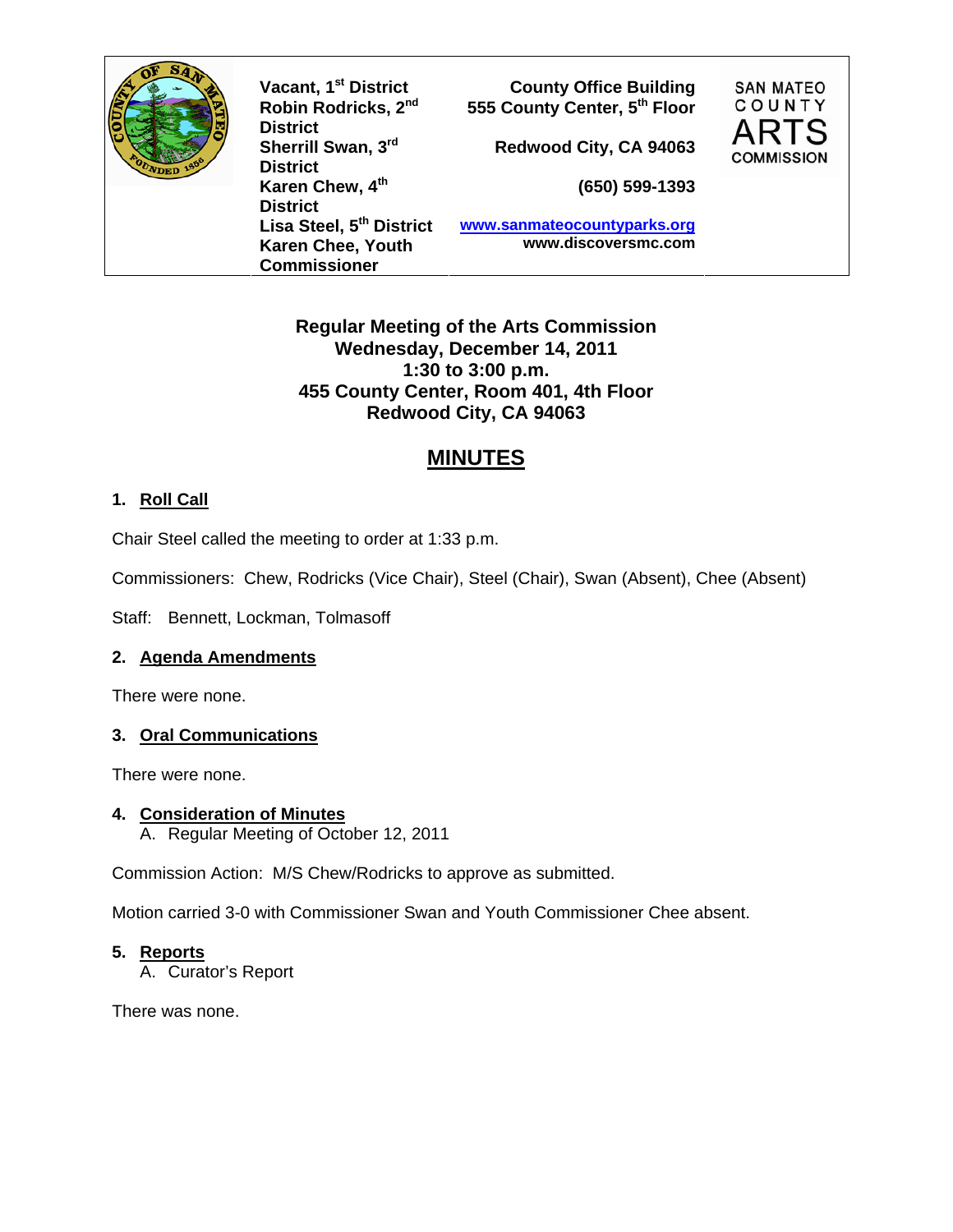**Vacant, 1st District**
**Robin Rodricks, 2nd District**
**Sherrill Swan, 3rd District**
**Karen Chew, 4th District**
**Lisa Steel, 5th District**
**Karen Chee, Youth Commissioner**

**County Office Building**
**555 County Center, 5th Floor**

**Redwood City, CA 94063**

**(650) 599-1393**

**www.sanmateocountyparks.org**
**www.discoversmc.com**

SAN MATEO COUNTY ARTS COMMISSION

**Regular Meeting of the Arts Commission**
**Wednesday, December 14, 2011**
**1:30 to 3:00 p.m.**
**455 County Center, Room 401, 4th Floor**
**Redwood City, CA 94063**

# MINUTES

## 1. Roll Call

Chair Steel called the meeting to order at 1:33 p.m.

Commissioners: Chew, Rodricks (Vice Chair), Steel (Chair), Swan (Absent), Chee (Absent)

Staff: Bennett, Lockman, Tolmasoff

## 2. Agenda Amendments

There were none.

## 3. Oral Communications

There were none.

## 4. Consideration of Minutes

A. Regular Meeting of October 12, 2011

Commission Action: M/S Chew/Rodricks to approve as submitted.

Motion carried 3-0 with Commissioner Swan and Youth Commissioner Chee absent.

## 5. Reports

A. Curator's Report

There was none.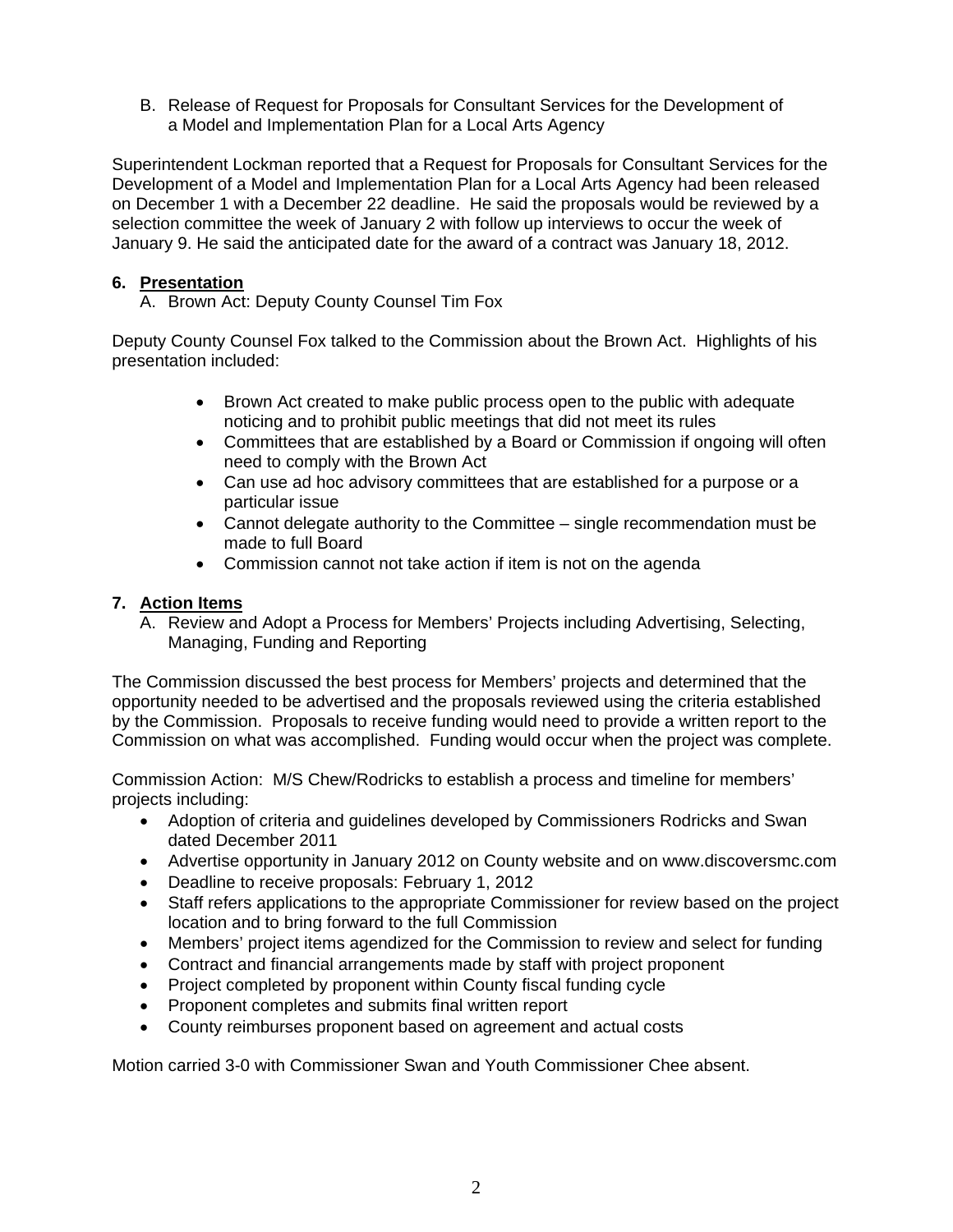B. Release of Request for Proposals for Consultant Services for the Development of a Model and Implementation Plan for a Local Arts Agency

Superintendent Lockman reported that a Request for Proposals for Consultant Services for the Development of a Model and Implementation Plan for a Local Arts Agency had been released on December 1 with a December 22 deadline. He said the proposals would be reviewed by a selection committee the week of January 2 with follow up interviews to occur the week of January 9. He said the anticipated date for the award of a contract was January 18, 2012.

**6. <u>Presentation</u>**

A. Brown Act: Deputy County Counsel Tim Fox

Deputy County Counsel Fox talked to the Commission about the Brown Act. Highlights of his presentation included:

- Brown Act created to make public process open to the public with adequate noticing and to prohibit public meetings that did not meet its rules
- Committees that are established by a Board or Commission if ongoing will often need to comply with the Brown Act
- Can use ad hoc advisory committees that are established for a purpose or a particular issue
- Cannot delegate authority to the Committee – single recommendation must be made to full Board
- Commission cannot not take action if item is not on the agenda

**7. <u>Action Items</u>**

A. Review and Adopt a Process for Members' Projects including Advertising, Selecting, Managing, Funding and Reporting

The Commission discussed the best process for Members' projects and determined that the opportunity needed to be advertised and the proposals reviewed using the criteria established by the Commission. Proposals to receive funding would need to provide a written report to the Commission on what was accomplished. Funding would occur when the project was complete.

Commission Action: M/S Chew/Rodricks to establish a process and timeline for members' projects including:

- Adoption of criteria and guidelines developed by Commissioners Rodricks and Swan dated December 2011
- Advertise opportunity in January 2012 on County website and on www.discoversmc.com
- Deadline to receive proposals: February 1, 2012
- Staff refers applications to the appropriate Commissioner for review based on the project location and to bring forward to the full Commission
- Members' project items agendized for the Commission to review and select for funding
- Contract and financial arrangements made by staff with project proponent
- Project completed by proponent within County fiscal funding cycle
- Proponent completes and submits final written report
- County reimburses proponent based on agreement and actual costs

Motion carried 3-0 with Commissioner Swan and Youth Commissioner Chee absent.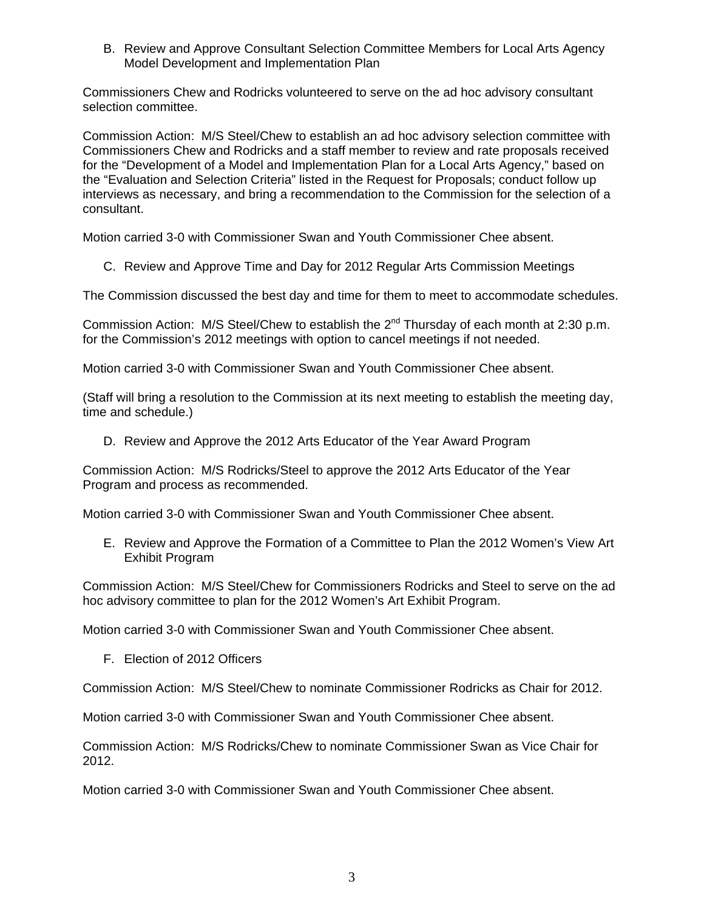B. Review and Approve Consultant Selection Committee Members for Local Arts Agency Model Development and Implementation Plan

Commissioners Chew and Rodricks volunteered to serve on the ad hoc advisory consultant selection committee.

Commission Action: M/S Steel/Chew to establish an ad hoc advisory selection committee with Commissioners Chew and Rodricks and a staff member to review and rate proposals received for the "Development of a Model and Implementation Plan for a Local Arts Agency," based on the "Evaluation and Selection Criteria" listed in the Request for Proposals; conduct follow up interviews as necessary, and bring a recommendation to the Commission for the selection of a consultant.

Motion carried 3-0 with Commissioner Swan and Youth Commissioner Chee absent.

C. Review and Approve Time and Day for 2012 Regular Arts Commission Meetings

The Commission discussed the best day and time for them to meet to accommodate schedules.

Commission Action: M/S Steel/Chew to establish the 2nd Thursday of each month at 2:30 p.m. for the Commission's 2012 meetings with option to cancel meetings if not needed.

Motion carried 3-0 with Commissioner Swan and Youth Commissioner Chee absent.

(Staff will bring a resolution to the Commission at its next meeting to establish the meeting day, time and schedule.)

D. Review and Approve the 2012 Arts Educator of the Year Award Program

Commission Action: M/S Rodricks/Steel to approve the 2012 Arts Educator of the Year Program and process as recommended.

Motion carried 3-0 with Commissioner Swan and Youth Commissioner Chee absent.

E. Review and Approve the Formation of a Committee to Plan the 2012 Women's View Art Exhibit Program

Commission Action: M/S Steel/Chew for Commissioners Rodricks and Steel to serve on the ad hoc advisory committee to plan for the 2012 Women's Art Exhibit Program.

Motion carried 3-0 with Commissioner Swan and Youth Commissioner Chee absent.

F. Election of 2012 Officers

Commission Action: M/S Steel/Chew to nominate Commissioner Rodricks as Chair for 2012.

Motion carried 3-0 with Commissioner Swan and Youth Commissioner Chee absent.

Commission Action: M/S Rodricks/Chew to nominate Commissioner Swan as Vice Chair for 2012.

Motion carried 3-0 with Commissioner Swan and Youth Commissioner Chee absent.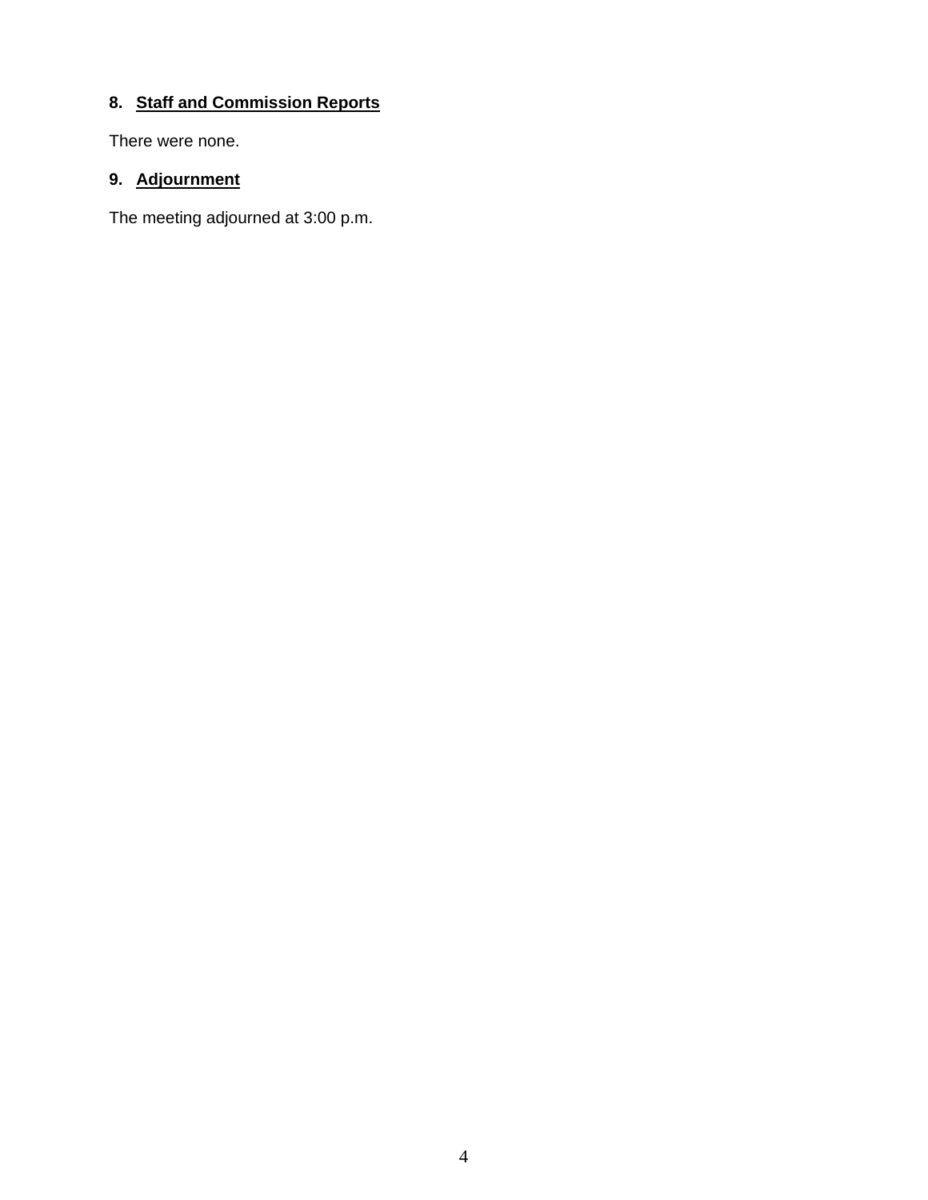## 8. Staff and Commission Reports

There were none.

## 9. Adjournment

The meeting adjourned at 3:00 p.m.